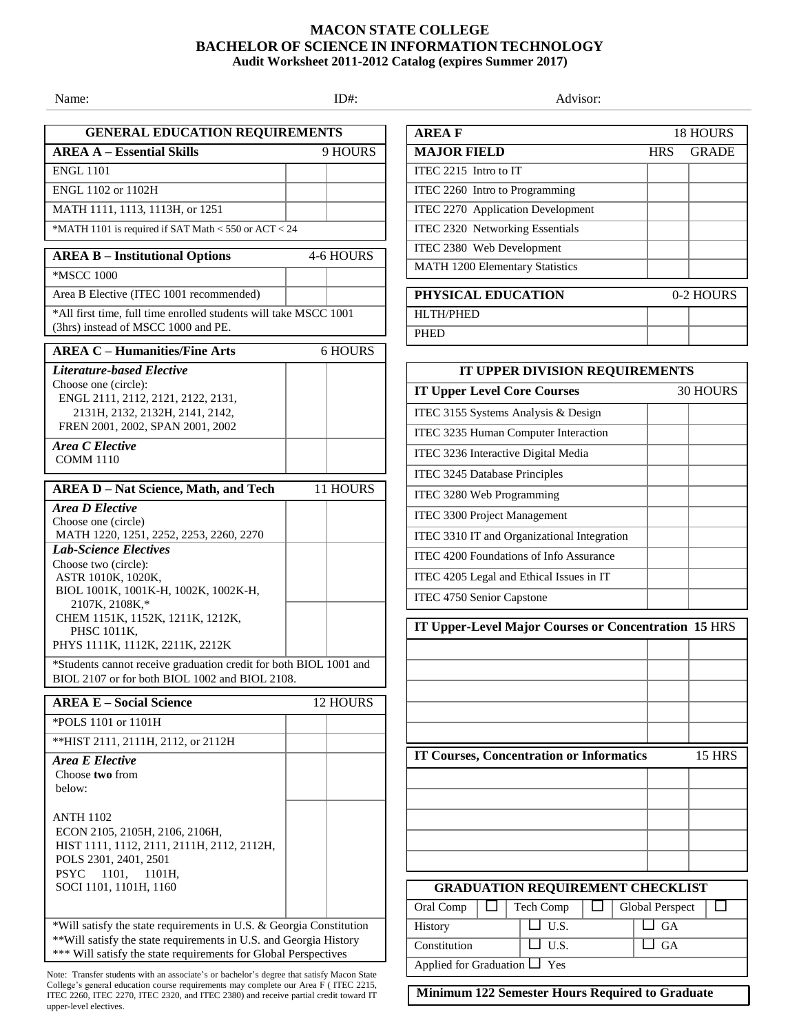# MACON STATE COLLEGE
## BACHELOR OF SCIENCE IN INFORMATION TECHNOLOGY
### Audit Worksheet 2011-2012 Catalog (expires Summer 2017)

Name: ID#: Advisor:

## GENERAL EDUCATION REQUIREMENTS

| AREA A – Essential Skills | 9 HOURS | |
|---|---|---|
| ENGL 1101 | | |
| ENGL 1102 or 1102H | | |
| MATH 1111, 1113, 1113H, or 1251 | | |
| *MATH 1101 is required if SAT Math < 550 or ACT < 24 | | |

| AREA B – Institutional Options | 4-6 HOURS | |
|---|---|---|
| *MSCC 1000 | | |
| Area B Elective (ITEC 1001 recommended) | | |
| *All first time, full time enrolled students will take MSCC 1001 (3hrs) instead of MSCC 1000 and PE. | | |

| AREA C – Humanities/Fine Arts | 6 HOURS | |
|---|---|---|
| *Literature-based Elective* Choose one (circle): ENGL 2111, 2112, 2121, 2122, 2131, 2131H, 2132, 2132H, 2141, 2142, FREN 2001, 2002, SPAN 2001, 2002 | | |
| *Area C Elective* COMM 1110 | | |

| AREA D – Nat Science, Math, and Tech | 11 HOURS | |
|---|---|---|
| *Area D Elective* Choose one (circle) MATH 1220, 1251, 2252, 2253, 2260, 2270 | | |
| *Lab-Science Electives* Choose two (circle): ASTR 1010K, 1020K, BIOL 1001K, 1001K-H, 1002K, 1002K-H, 2107K, 2108K,* | | |
| CHEM 1151K, 1152K, 1211K, 1212K, PHSC 1011K, PHYS 1111K, 1112K, 2211K, 2212K | | |
| *Students cannot receive graduation credit for both BIOL 1001 and BIOL 2107 or for both BIOL 1002 and BIOL 2108. | | |

| AREA E – Social Science | 12 HOURS | |
|---|---|---|
| *POLS 1101 or 1101H | | |
| **HIST 2111, 2111H, 2112, or 2112H | | |
| *Area E Elective* Choose **two** from below: | | |
| ANTH 1102 ECON 2105, 2105H, 2106, 2106H, HIST 1111, 1112, 2111, 2111H, 2112, 2112H, POLS 2301, 2401, 2501 PSYC 1101, 1101H, SOCI 1101, 1101H, 1160 | | |

*Will satisfy the state requirements in U.S. & Georgia Constitution
**Will satisfy the state requirements in U.S. and Georgia History
*** Will satisfy the state requirements for Global Perspectives

Note: Transfer students with an associate's or bachelor's degree that satisfy Macon State College's general education course requirements may complete our Area F ( ITEC 2215, ITEC 2260, ITEC 2270, ITEC 2320, and ITEC 2380) and receive partial credit toward IT upper-level electives.

| AREA F – MAJOR FIELD (18 HOURS) | HRS | GRADE |
|---|---|---|
| ITEC 2215 Intro to IT | | |
| ITEC 2260 Intro to Programming | | |
| ITEC 2270 Application Development | | |
| ITEC 2320 Networking Essentials | | |
| ITEC 2380 Web Development | | |
| MATH 1200 Elementary Statistics | | |

| PHYSICAL EDUCATION | 0-2 HOURS | |
|---|---|---|
| HLTH/PHED | | |
| PHED | | |

## IT UPPER DIVISION REQUIREMENTS

| IT Upper Level Core Courses | 30 HOURS | |
|---|---|---|
| ITEC 3155 Systems Analysis & Design | | |
| ITEC 3235 Human Computer Interaction | | |
| ITEC 3236 Interactive Digital Media | | |
| ITEC 3245 Database Principles | | |
| ITEC 3280 Web Programming | | |
| ITEC 3300 Project Management | | |
| ITEC 3310 IT and Organizational Integration | | |
| ITEC 4200 Foundations of Info Assurance | | |
| ITEC 4205 Legal and Ethical Issues in IT | | |
| ITEC 4750 Senior Capstone | | |

| IT Upper-Level Major Courses or Concentration 15 HRS | | |
|---|---|---|
| | | |
| | | |
| | | |
| | | |
| | | |

| IT Courses, Concentration or Informatics | 15 HRS | |
|---|---|---|
| | | |
| | | |
| | | |
| | | |
| | | |

## GRADUATION REQUIREMENT CHECKLIST

| | | |
|---|---|---|
| Oral Comp ☐ | Tech Comp ☐ | Global Perspect ☐ |
| History | ☐ U.S. | ☐ GA |
| Constitution | ☐ U.S. | ☐ GA |
| Applied for Graduation ☐ Yes | | |

**Minimum 122 Semester Hours Required to Graduate**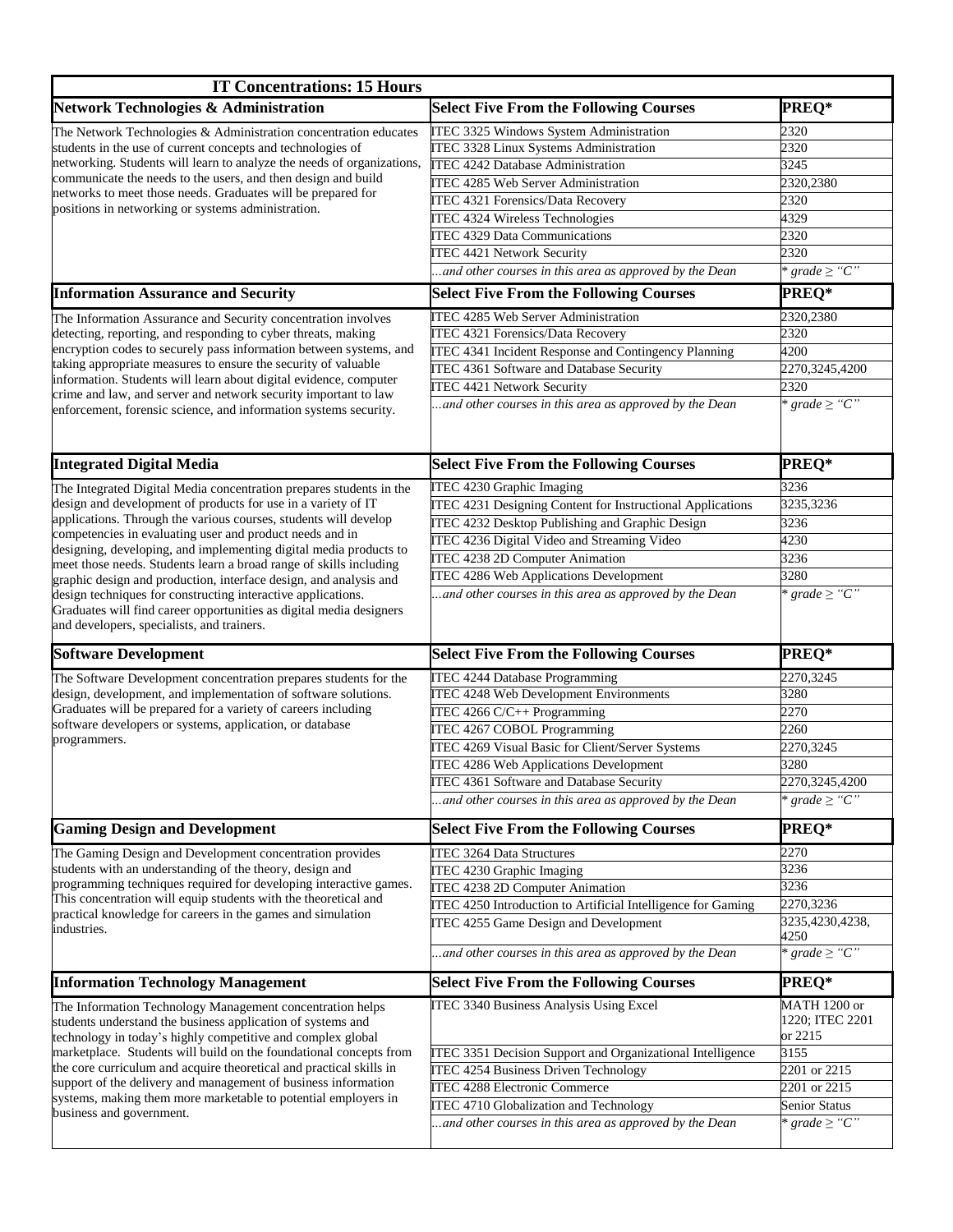## IT Concentrations: 15 Hours

| Network Technologies & Administration | Select Five From the Following Courses | PREQ* |
|---|---|---|
| The Network Technologies & Administration concentration educates students in the use of current concepts and technologies of networking. Students will learn to analyze the needs of organizations, communicate the needs to the users, and then design and build networks to meet those needs. Graduates will be prepared for positions in networking or systems administration. | ITEC 3325 Windows System Administration | 2320 |
| | ITEC 3328 Linux Systems Administration | 2320 |
| | ITEC 4242 Database Administration | 3245 |
| | ITEC 4285 Web Server Administration | 2320,2380 |
| | ITEC 4321 Forensics/Data Recovery | 2320 |
| | ITEC 4324 Wireless Technologies | 4329 |
| | ITEC 4329 Data Communications | 2320 |
| | ITEC 4421 Network Security | 2320 |
| | *...and other courses in this area as approved by the Dean* | *\* grade ≥ "C"* |

| Information Assurance and Security | Select Five From the Following Courses | PREQ* |
|---|---|---|
| The Information Assurance and Security concentration involves detecting, reporting, and responding to cyber threats, making encryption codes to securely pass information between systems, and taking appropriate measures to ensure the security of valuable information. Students will learn about digital evidence, computer crime and law, and server and network security important to law enforcement, forensic science, and information systems security. | ITEC 4285 Web Server Administration | 2320,2380 |
| | ITEC 4321 Forensics/Data Recovery | 2320 |
| | ITEC 4341 Incident Response and Contingency Planning | 4200 |
| | ITEC 4361 Software and Database Security | 2270,3245,4200 |
| | ITEC 4421 Network Security | 2320 |
| | *...and other courses in this area as approved by the Dean* | *\* grade ≥ "C"* |

| Integrated Digital Media | Select Five From the Following Courses | PREQ* |
|---|---|---|
| The Integrated Digital Media concentration prepares students in the design and development of products for use in a variety of IT applications. Through the various courses, students will develop competencies in evaluating user and product needs and in designing, developing, and implementing digital media products to meet those needs. Students learn a broad range of skills including graphic design and production, interface design, and analysis and design techniques for constructing interactive applications. Graduates will find career opportunities as digital media designers and developers, specialists, and trainers. | ITEC 4230 Graphic Imaging | 3236 |
| | ITEC 4231 Designing Content for Instructional Applications | 3235,3236 |
| | ITEC 4232 Desktop Publishing and Graphic Design | 3236 |
| | ITEC 4236 Digital Video and Streaming Video | 4230 |
| | ITEC 4238 2D Computer Animation | 3236 |
| | ITEC 4286 Web Applications Development | 3280 |
| | *...and other courses in this area as approved by the Dean* | *\* grade ≥ "C"* |

| Software Development | Select Five From the Following Courses | PREQ* |
|---|---|---|
| The Software Development concentration prepares students for the design, development, and implementation of software solutions. Graduates will be prepared for a variety of careers including software developers or systems, application, or database programmers. | ITEC 4244 Database Programming | 2270,3245 |
| | ITEC 4248 Web Development Environments | 3280 |
| | ITEC 4266 C/C++ Programming | 2270 |
| | ITEC 4267 COBOL Programming | 2260 |
| | ITEC 4269 Visual Basic for Client/Server Systems | 2270,3245 |
| | ITEC 4286 Web Applications Development | 3280 |
| | ITEC 4361 Software and Database Security | 2270,3245,4200 |
| | *...and other courses in this area as approved by the Dean* | *\* grade ≥ "C"* |

| Gaming Design and Development | Select Five From the Following Courses | PREQ* |
|---|---|---|
| The Gaming Design and Development concentration provides students with an understanding of the theory, design and programming techniques required for developing interactive games. This concentration will equip students with the theoretical and practical knowledge for careers in the games and simulation industries. | ITEC 3264 Data Structures | 2270 |
| | ITEC 4230 Graphic Imaging | 3236 |
| | ITEC 4238 2D Computer Animation | 3236 |
| | ITEC 4250 Introduction to Artificial Intelligence for Gaming | 2270,3236 |
| | ITEC 4255 Game Design and Development | 3235,4230,4238,4250 |
| | *...and other courses in this area as approved by the Dean* | *\* grade ≥ "C"* |

| Information Technology Management | Select Five From the Following Courses | PREQ* |
|---|---|---|
| The Information Technology Management concentration helps students understand the business application of systems and technology in today's highly competitive and complex global marketplace. Students will build on the foundational concepts from the core curriculum and acquire theoretical and practical skills in support of the delivery and management of business information systems, making them more marketable to potential employers in business and government. | ITEC 3340 Business Analysis Using Excel | MATH 1200 or 1220; ITEC 2201 or 2215 |
| | ITEC 3351 Decision Support and Organizational Intelligence | 3155 |
| | ITEC 4254 Business Driven Technology | 2201 or 2215 |
| | ITEC 4288 Electronic Commerce | 2201 or 2215 |
| | ITEC 4710 Globalization and Technology | Senior Status |
| | *...and other courses in this area as approved by the Dean* | *\* grade ≥ "C"* |